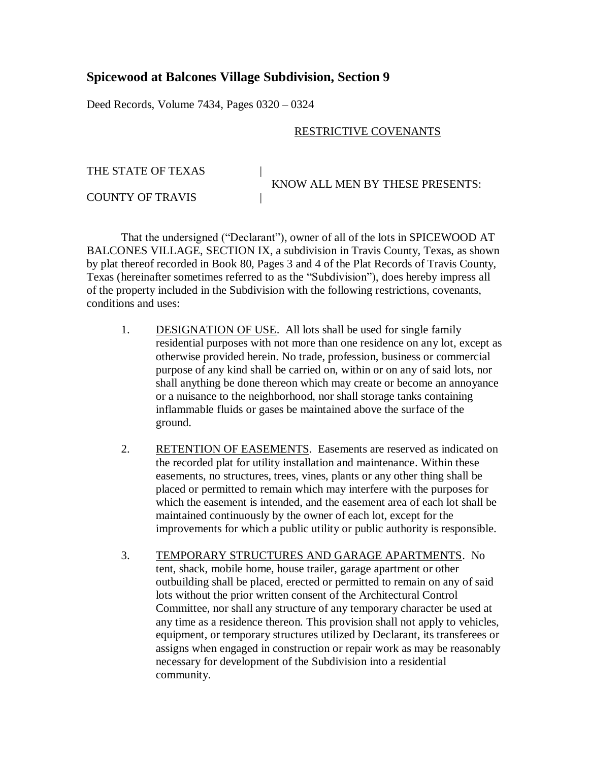## Spicewood at Balcones Village Subdivision, Section 9

Deed Records, Volume 7434, Pages 0320 – 0324

RESTRICTIVE COVENANTS

THE STATE OF TEXAS |
KNOW ALL MEN BY THESE PRESENTS:
COUNTY OF TRAVIS |

That the undersigned ("Declarant"), owner of all of the lots in SPICEWOOD AT BALCONES VILLAGE, SECTION IX, a subdivision in Travis County, Texas, as shown by plat thereof recorded in Book 80, Pages 3 and 4 of the Plat Records of Travis County, Texas (hereinafter sometimes referred to as the "Subdivision"), does hereby impress all of the property included in the Subdivision with the following restrictions, covenants, conditions and uses:

1. DESIGNATION OF USE. All lots shall be used for single family residential purposes with not more than one residence on any lot, except as otherwise provided herein. No trade, profession, business or commercial purpose of any kind shall be carried on, within or on any of said lots, nor shall anything be done thereon which may create or become an annoyance or a nuisance to the neighborhood, nor shall storage tanks containing inflammable fluids or gases be maintained above the surface of the ground.

2. RETENTION OF EASEMENTS. Easements are reserved as indicated on the recorded plat for utility installation and maintenance. Within these easements, no structures, trees, vines, plants or any other thing shall be placed or permitted to remain which may interfere with the purposes for which the easement is intended, and the easement area of each lot shall be maintained continuously by the owner of each lot, except for the improvements for which a public utility or public authority is responsible.

3. TEMPORARY STRUCTURES AND GARAGE APARTMENTS. No tent, shack, mobile home, house trailer, garage apartment or other outbuilding shall be placed, erected or permitted to remain on any of said lots without the prior written consent of the Architectural Control Committee, nor shall any structure of any temporary character be used at any time as a residence thereon. This provision shall not apply to vehicles, equipment, or temporary structures utilized by Declarant, its transferees or assigns when engaged in construction or repair work as may be reasonably necessary for development of the Subdivision into a residential community.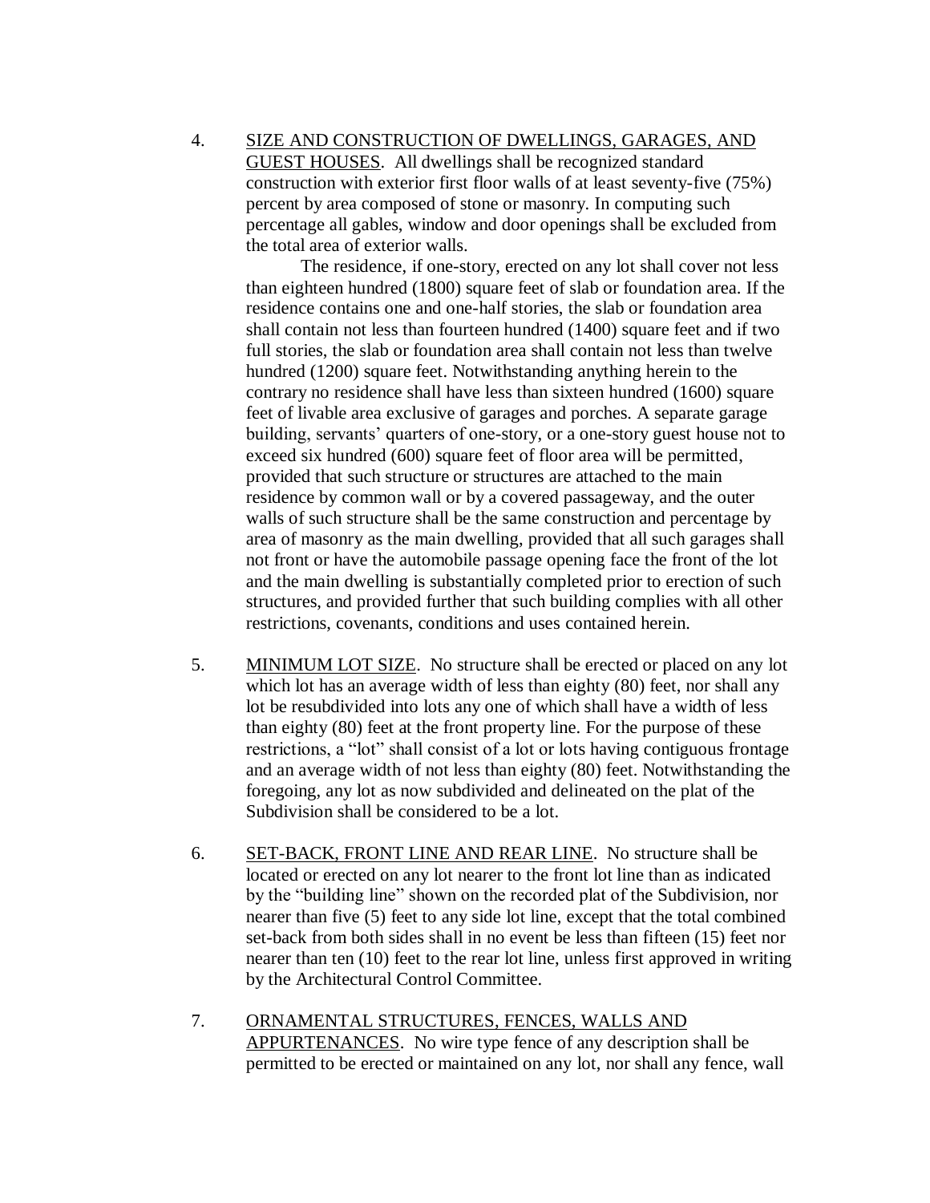4. <u>SIZE AND CONSTRUCTION OF DWELLINGS, GARAGES, AND GUEST HOUSES</u>. All dwellings shall be recognized standard construction with exterior first floor walls of at least seventy-five (75%) percent by area composed of stone or masonry. In computing such percentage all gables, window and door openings shall be excluded from the total area of exterior walls.

   The residence, if one-story, erected on any lot shall cover not less than eighteen hundred (1800) square feet of slab or foundation area. If the residence contains one and one-half stories, the slab or foundation area shall contain not less than fourteen hundred (1400) square feet and if two full stories, the slab or foundation area shall contain not less than twelve hundred (1200) square feet. Notwithstanding anything herein to the contrary no residence shall have less than sixteen hundred (1600) square feet of livable area exclusive of garages and porches. A separate garage building, servants' quarters of one-story, or a one-story guest house not to exceed six hundred (600) square feet of floor area will be permitted, provided that such structure or structures are attached to the main residence by common wall or by a covered passageway, and the outer walls of such structure shall be the same construction and percentage by area of masonry as the main dwelling, provided that all such garages shall not front or have the automobile passage opening face the front of the lot and the main dwelling is substantially completed prior to erection of such structures, and provided further that such building complies with all other restrictions, covenants, conditions and uses contained herein.

5. <u>MINIMUM LOT SIZE</u>. No structure shall be erected or placed on any lot which lot has an average width of less than eighty (80) feet, nor shall any lot be resubdivided into lots any one of which shall have a width of less than eighty (80) feet at the front property line. For the purpose of these restrictions, a "lot" shall consist of a lot or lots having contiguous frontage and an average width of not less than eighty (80) feet. Notwithstanding the foregoing, any lot as now subdivided and delineated on the plat of the Subdivision shall be considered to be a lot.

6. <u>SET-BACK, FRONT LINE AND REAR LINE</u>. No structure shall be located or erected on any lot nearer to the front lot line than as indicated by the "building line" shown on the recorded plat of the Subdivision, nor nearer than five (5) feet to any side lot line, except that the total combined set-back from both sides shall in no event be less than fifteen (15) feet nor nearer than ten (10) feet to the rear lot line, unless first approved in writing by the Architectural Control Committee.

7. <u>ORNAMENTAL STRUCTURES, FENCES, WALLS AND APPURTENANCES</u>. No wire type fence of any description shall be permitted to be erected or maintained on any lot, nor shall any fence, wall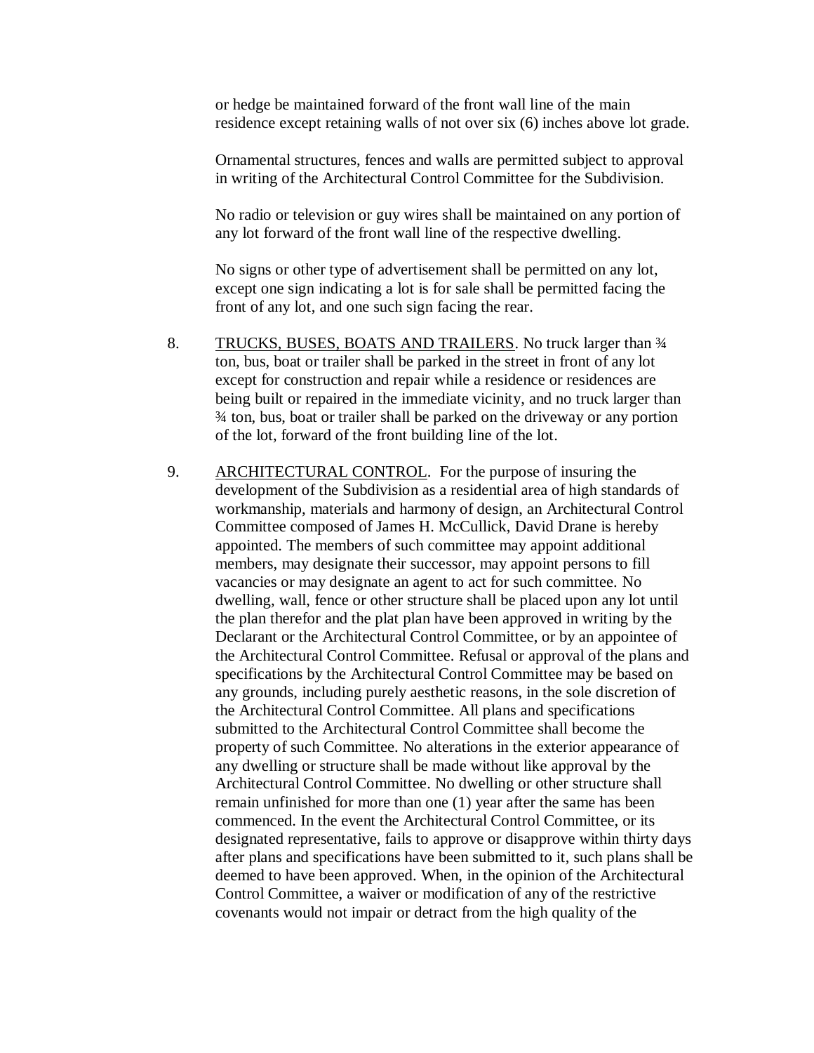or hedge be maintained forward of the front wall line of the main residence except retaining walls of not over six (6) inches above lot grade.

Ornamental structures, fences and walls are permitted subject to approval in writing of the Architectural Control Committee for the Subdivision.

No radio or television or guy wires shall be maintained on any portion of any lot forward of the front wall line of the respective dwelling.

No signs or other type of advertisement shall be permitted on any lot, except one sign indicating a lot is for sale shall be permitted facing the front of any lot, and one such sign facing the rear.

8. <u>TRUCKS, BUSES, BOATS AND TRAILERS</u>. No truck larger than ¾ ton, bus, boat or trailer shall be parked in the street in front of any lot except for construction and repair while a residence or residences are being built or repaired in the immediate vicinity, and no truck larger than ¾ ton, bus, boat or trailer shall be parked on the driveway or any portion of the lot, forward of the front building line of the lot.

9. <u>ARCHITECTURAL CONTROL</u>. For the purpose of insuring the development of the Subdivision as a residential area of high standards of workmanship, materials and harmony of design, an Architectural Control Committee composed of James H. McCullick, David Drane is hereby appointed. The members of such committee may appoint additional members, may designate their successor, may appoint persons to fill vacancies or may designate an agent to act for such committee. No dwelling, wall, fence or other structure shall be placed upon any lot until the plan therefor and the plat plan have been approved in writing by the Declarant or the Architectural Control Committee, or by an appointee of the Architectural Control Committee. Refusal or approval of the plans and specifications by the Architectural Control Committee may be based on any grounds, including purely aesthetic reasons, in the sole discretion of the Architectural Control Committee. All plans and specifications submitted to the Architectural Control Committee shall become the property of such Committee. No alterations in the exterior appearance of any dwelling or structure shall be made without like approval by the Architectural Control Committee. No dwelling or other structure shall remain unfinished for more than one (1) year after the same has been commenced. In the event the Architectural Control Committee, or its designated representative, fails to approve or disapprove within thirty days after plans and specifications have been submitted to it, such plans shall be deemed to have been approved. When, in the opinion of the Architectural Control Committee, a waiver or modification of any of the restrictive covenants would not impair or detract from the high quality of the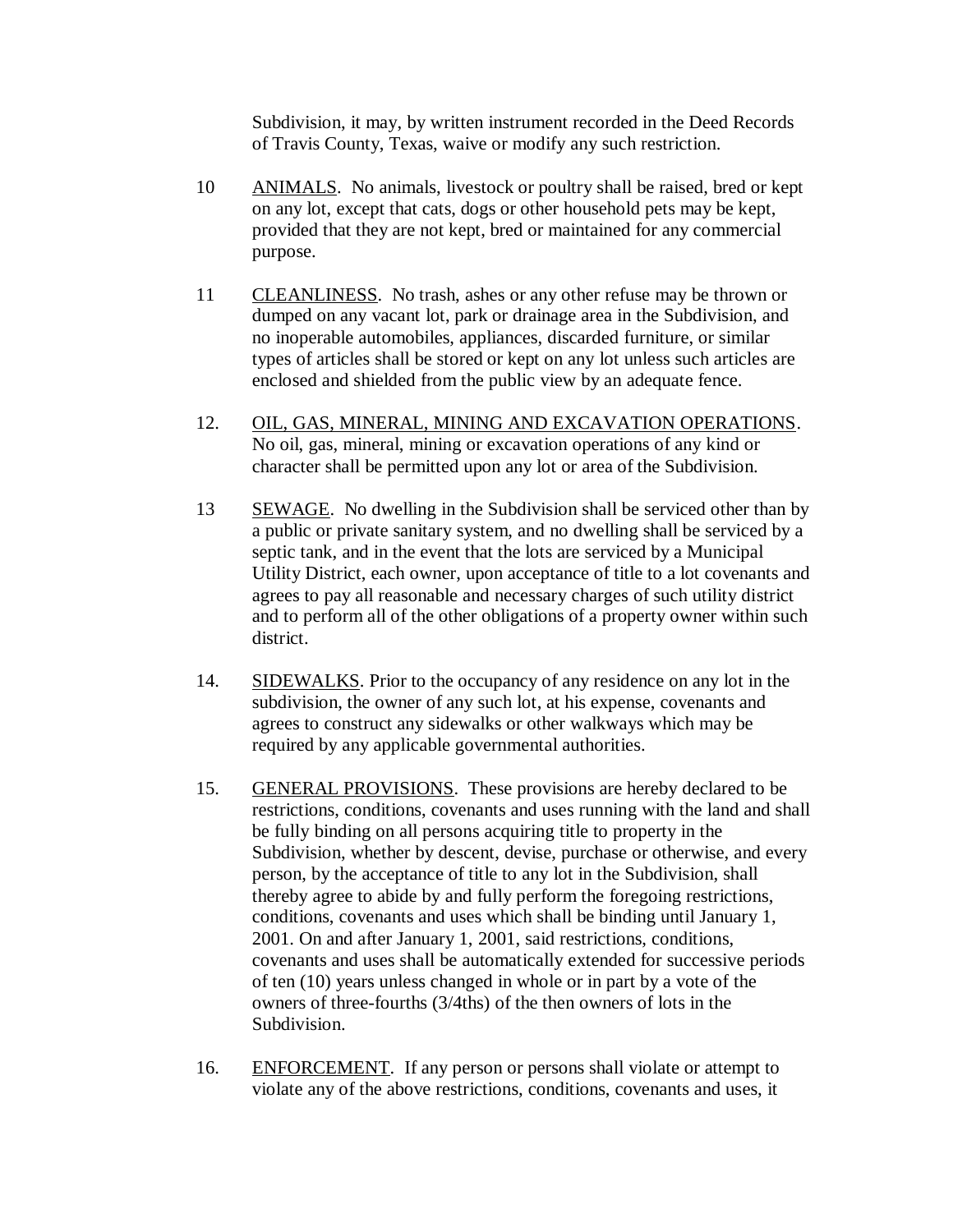Subdivision, it may, by written instrument recorded in the Deed Records of Travis County, Texas, waive or modify any such restriction.

10 <u>ANIMALS</u>. No animals, livestock or poultry shall be raised, bred or kept on any lot, except that cats, dogs or other household pets may be kept, provided that they are not kept, bred or maintained for any commercial purpose.

11 <u>CLEANLINESS</u>. No trash, ashes or any other refuse may be thrown or dumped on any vacant lot, park or drainage area in the Subdivision, and no inoperable automobiles, appliances, discarded furniture, or similar types of articles shall be stored or kept on any lot unless such articles are enclosed and shielded from the public view by an adequate fence.

12. <u>OIL, GAS, MINERAL, MINING AND EXCAVATION OPERATIONS</u>. No oil, gas, mineral, mining or excavation operations of any kind or character shall be permitted upon any lot or area of the Subdivision.

13 <u>SEWAGE</u>. No dwelling in the Subdivision shall be serviced other than by a public or private sanitary system, and no dwelling shall be serviced by a septic tank, and in the event that the lots are serviced by a Municipal Utility District, each owner, upon acceptance of title to a lot covenants and agrees to pay all reasonable and necessary charges of such utility district and to perform all of the other obligations of a property owner within such district.

14. <u>SIDEWALKS</u>. Prior to the occupancy of any residence on any lot in the subdivision, the owner of any such lot, at his expense, covenants and agrees to construct any sidewalks or other walkways which may be required by any applicable governmental authorities.

15. <u>GENERAL PROVISIONS</u>. These provisions are hereby declared to be restrictions, conditions, covenants and uses running with the land and shall be fully binding on all persons acquiring title to property in the Subdivision, whether by descent, devise, purchase or otherwise, and every person, by the acceptance of title to any lot in the Subdivision, shall thereby agree to abide by and fully perform the foregoing restrictions, conditions, covenants and uses which shall be binding until January 1, 2001. On and after January 1, 2001, said restrictions, conditions, covenants and uses shall be automatically extended for successive periods of ten (10) years unless changed in whole or in part by a vote of the owners of three-fourths (3/4ths) of the then owners of lots in the Subdivision.

16. <u>ENFORCEMENT</u>. If any person or persons shall violate or attempt to violate any of the above restrictions, conditions, covenants and uses, it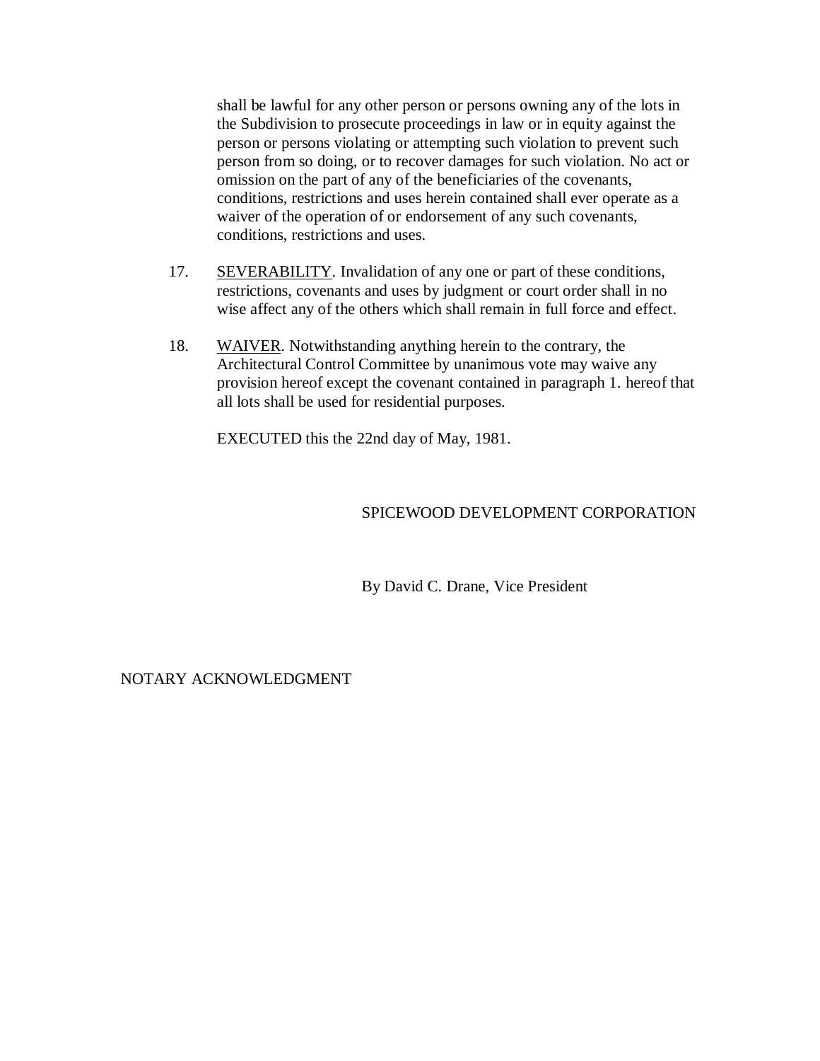shall be lawful for any other person or persons owning any of the lots in the Subdivision to prosecute proceedings in law or in equity against the person or persons violating or attempting such violation to prevent such person from so doing, or to recover damages for such violation. No act or omission on the part of any of the beneficiaries of the covenants, conditions, restrictions and uses herein contained shall ever operate as a waiver of the operation of or endorsement of any such covenants, conditions, restrictions and uses.

17. SEVERABILITY. Invalidation of any one or part of these conditions, restrictions, covenants and uses by judgment or court order shall in no wise affect any of the others which shall remain in full force and effect.

18. WAIVER. Notwithstanding anything herein to the contrary, the Architectural Control Committee by unanimous vote may waive any provision hereof except the covenant contained in paragraph 1. hereof that all lots shall be used for residential purposes.

EXECUTED this the 22nd day of May, 1981.

SPICEWOOD DEVELOPMENT CORPORATION

By David C. Drane, Vice President

NOTARY ACKNOWLEDGMENT